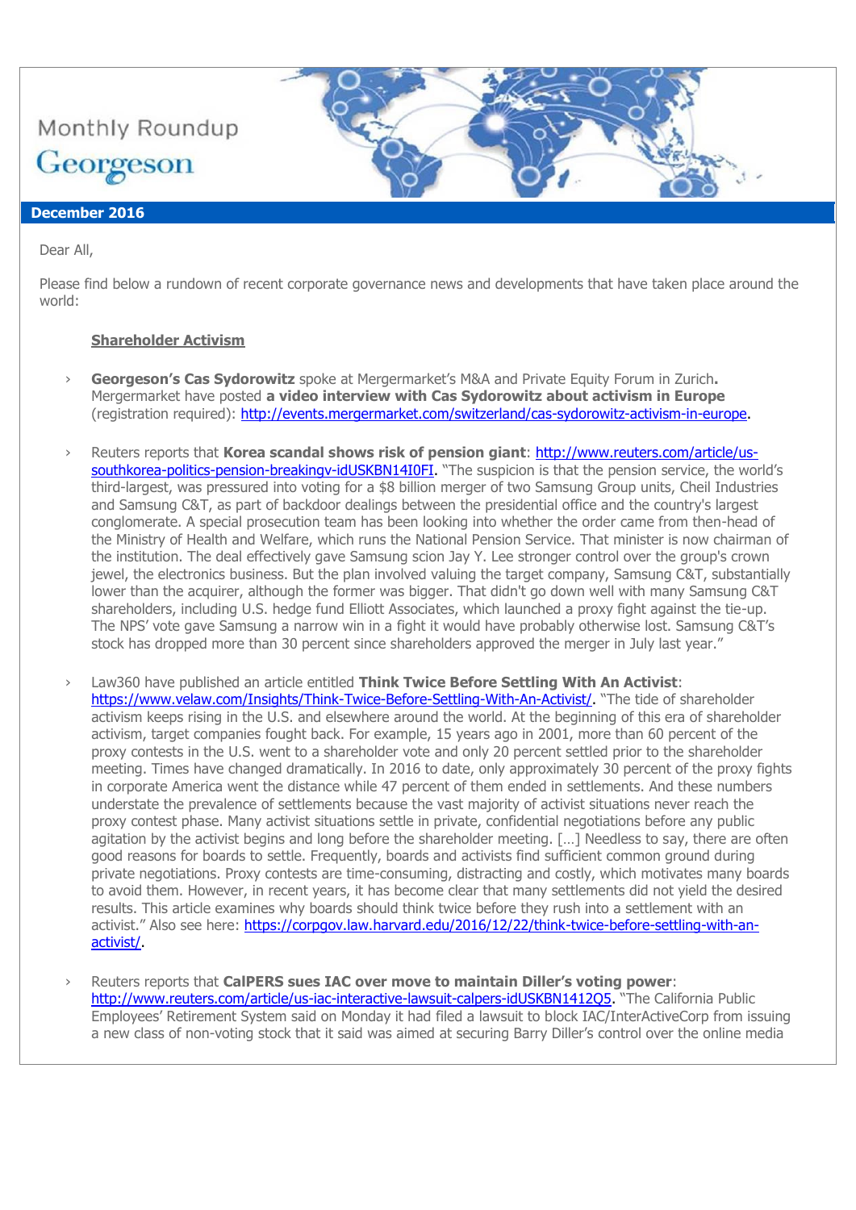Monthly Roundup

Georgeson

**December 2016**

Dear All,

Please find below a rundown of recent corporate governance news and developments that have taken place around the world:

## Shareholder Activism

- **Georgeson's Cas Sydorowitz** spoke at Mergermarket's M&A and Private Equity Forum in Zurich**.** Mergermarket have posted **a video interview with Cas Sydorowitz about activism in Europe** (registration required): http://events.mergermarket.com/switzerland/cas-sydorowitz-activism-in-europe.

- Reuters reports that **Korea scandal shows risk of pension giant**: http://www.reuters.com/article/us-southkorea-politics-pension-breakingv-idUSKBN14I0FI. "The suspicion is that the pension service, the world's third-largest, was pressured into voting for a $8 billion merger of two Samsung Group units, Cheil Industries and Samsung C&T, as part of backdoor dealings between the presidential office and the country's largest conglomerate. A special prosecution team has been looking into whether the order came from then-head of the Ministry of Health and Welfare, which runs the National Pension Service. That minister is now chairman of the institution. The deal effectively gave Samsung scion Jay Y. Lee stronger control over the group's crown jewel, the electronics business. But the plan involved valuing the target company, Samsung C&T, substantially lower than the acquirer, although the former was bigger. That didn't go down well with many Samsung C&T shareholders, including U.S. hedge fund Elliott Associates, which launched a proxy fight against the tie-up. The NPS' vote gave Samsung a narrow win in a fight it would have probably otherwise lost. Samsung C&T's stock has dropped more than 30 percent since shareholders approved the merger in July last year."

- Law360 have published an article entitled **Think Twice Before Settling With An Activist**: https://www.velaw.com/Insights/Think-Twice-Before-Settling-With-An-Activist/. "The tide of shareholder activism keeps rising in the U.S. and elsewhere around the world. At the beginning of this era of shareholder activism, target companies fought back. For example, 15 years ago in 2001, more than 60 percent of the proxy contests in the U.S. went to a shareholder vote and only 20 percent settled prior to the shareholder meeting. Times have changed dramatically. In 2016 to date, only approximately 30 percent of the proxy fights in corporate America went the distance while 47 percent of them ended in settlements. And these numbers understate the prevalence of settlements because the vast majority of activist situations never reach the proxy contest phase. Many activist situations settle in private, confidential negotiations before any public agitation by the activist begins and long before the shareholder meeting. […] Needless to say, there are often good reasons for boards to settle. Frequently, boards and activists find sufficient common ground during private negotiations. Proxy contests are time-consuming, distracting and costly, which motivates many boards to avoid them. However, in recent years, it has become clear that many settlements did not yield the desired results. This article examines why boards should think twice before they rush into a settlement with an activist." Also see here: https://corpgov.law.harvard.edu/2016/12/22/think-twice-before-settling-with-an-activist/.

- Reuters reports that **CalPERS sues IAC over move to maintain Diller's voting power**: http://www.reuters.com/article/us-iac-interactive-lawsuit-calpers-idUSKBN1412Q5. "The California Public Employees' Retirement System said on Monday it had filed a lawsuit to block IAC/InterActiveCorp from issuing a new class of non-voting stock that it said was aimed at securing Barry Diller's control over the online media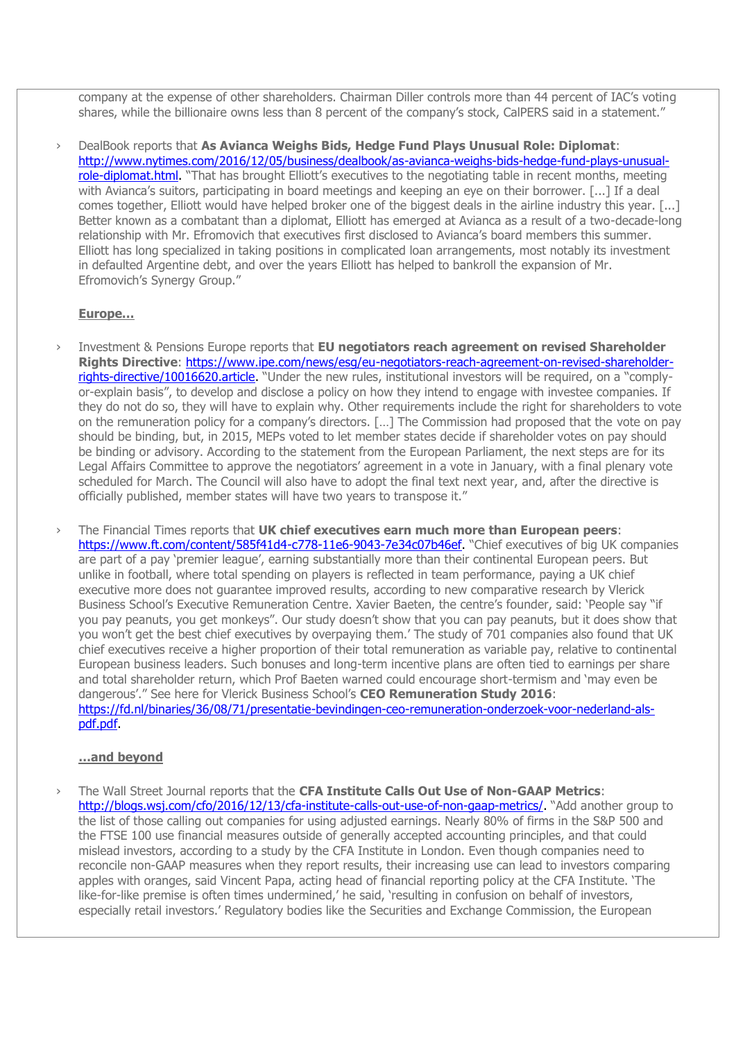company at the expense of other shareholders. Chairman Diller controls more than 44 percent of IAC's voting shares, while the billionaire owns less than 8 percent of the company's stock, CalPERS said in a statement."

› DealBook reports that **As Avianca Weighs Bids, Hedge Fund Plays Unusual Role: Diplomat**: http://www.nytimes.com/2016/12/05/business/dealbook/as-avianca-weighs-bids-hedge-fund-plays-unusual-role-diplomat.html. "That has brought Elliott's executives to the negotiating table in recent months, meeting with Avianca's suitors, participating in board meetings and keeping an eye on their borrower. [...] If a deal comes together, Elliott would have helped broker one of the biggest deals in the airline industry this year. [...] Better known as a combatant than a diplomat, Elliott has emerged at Avianca as a result of a two-decade-long relationship with Mr. Efromovich that executives first disclosed to Avianca's board members this summer. Elliott has long specialized in taking positions in complicated loan arrangements, most notably its investment in defaulted Argentine debt, and over the years Elliott has helped to bankroll the expansion of Mr. Efromovich's Synergy Group."

**Europe…**

› Investment & Pensions Europe reports that **EU negotiators reach agreement on revised Shareholder Rights Directive**: https://www.ipe.com/news/esg/eu-negotiators-reach-agreement-on-revised-shareholder-rights-directive/10016620.article. "Under the new rules, institutional investors will be required, on a "comply-or-explain basis", to develop and disclose a policy on how they intend to engage with investee companies. If they do not do so, they will have to explain why. Other requirements include the right for shareholders to vote on the remuneration policy for a company's directors. […] The Commission had proposed that the vote on pay should be binding, but, in 2015, MEPs voted to let member states decide if shareholder votes on pay should be binding or advisory. According to the statement from the European Parliament, the next steps are for its Legal Affairs Committee to approve the negotiators' agreement in a vote in January, with a final plenary vote scheduled for March. The Council will also have to adopt the final text next year, and, after the directive is officially published, member states will have two years to transpose it."

› The Financial Times reports that **UK chief executives earn much more than European peers**: https://www.ft.com/content/585f41d4-c778-11e6-9043-7e34c07b46ef. "Chief executives of big UK companies are part of a pay 'premier league', earning substantially more than their continental European peers. But unlike in football, where total spending on players is reflected in team performance, paying a UK chief executive more does not guarantee improved results, according to new comparative research by Vlerick Business School's Executive Remuneration Centre. Xavier Baeten, the centre's founder, said: 'People say "if you pay peanuts, you get monkeys". Our study doesn't show that you can pay peanuts, but it does show that you won't get the best chief executives by overpaying them.' The study of 701 companies also found that UK chief executives receive a higher proportion of their total remuneration as variable pay, relative to continental European business leaders. Such bonuses and long-term incentive plans are often tied to earnings per share and total shareholder return, which Prof Baeten warned could encourage short-termism and 'may even be dangerous'." See here for Vlerick Business School's **CEO Remuneration Study 2016**: https://fd.nl/binaries/36/08/71/presentatie-bevindingen-ceo-remuneration-onderzoek-voor-nederland-als-pdf.pdf.

**…and beyond**

› The Wall Street Journal reports that the **CFA Institute Calls Out Use of Non-GAAP Metrics**: http://blogs.wsj.com/cfo/2016/12/13/cfa-institute-calls-out-use-of-non-gaap-metrics/. "Add another group to the list of those calling out companies for using adjusted earnings. Nearly 80% of firms in the S&P 500 and the FTSE 100 use financial measures outside of generally accepted accounting principles, and that could mislead investors, according to a study by the CFA Institute in London. Even though companies need to reconcile non-GAAP measures when they report results, their increasing use can lead to investors comparing apples with oranges, said Vincent Papa, acting head of financial reporting policy at the CFA Institute. 'The like-for-like premise is often times undermined,' he said, 'resulting in confusion on behalf of investors, especially retail investors.' Regulatory bodies like the Securities and Exchange Commission, the European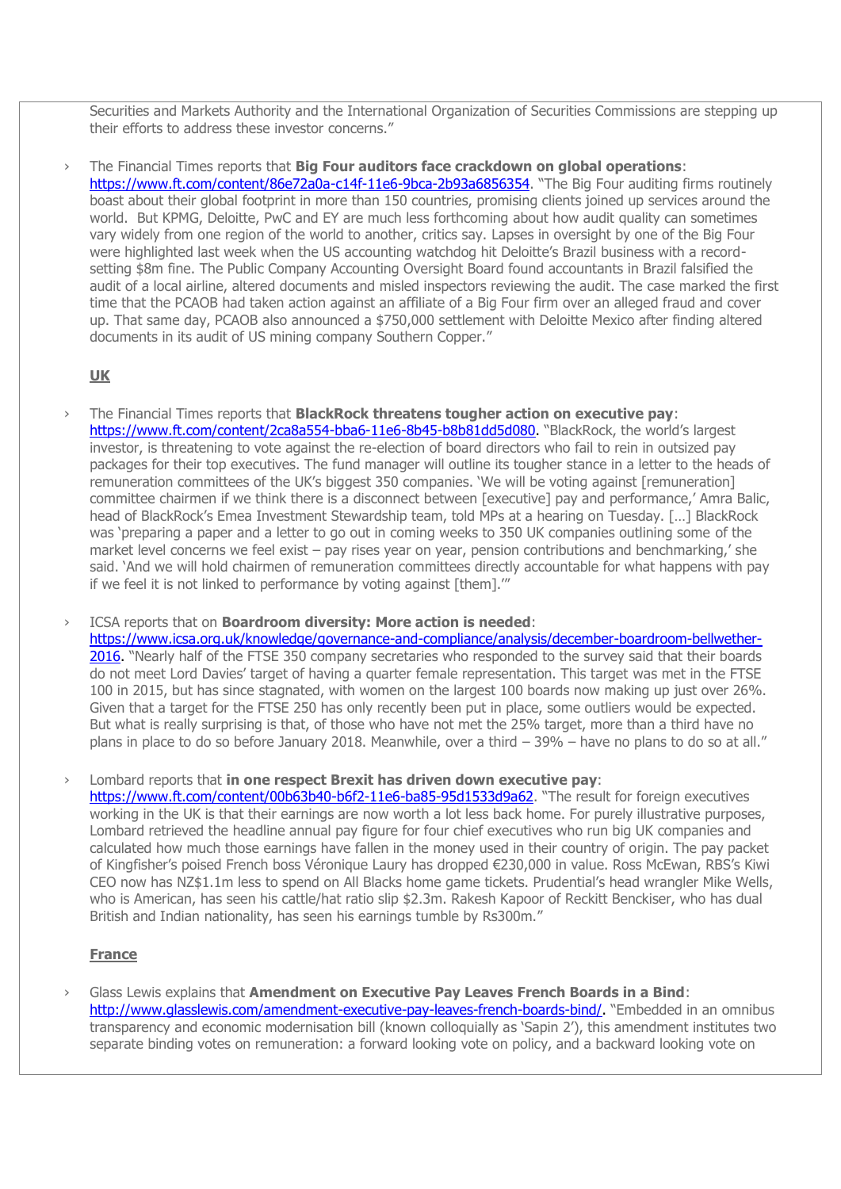Securities and Markets Authority and the International Organization of Securities Commissions are stepping up their efforts to address these investor concerns."

› The Financial Times reports that **Big Four auditors face crackdown on global operations**: https://www.ft.com/content/86e72a0a-c14f-11e6-9bca-2b93a6856354. "The Big Four auditing firms routinely boast about their global footprint in more than 150 countries, promising clients joined up services around the world. But KPMG, Deloitte, PwC and EY are much less forthcoming about how audit quality can sometimes vary widely from one region of the world to another, critics say. Lapses in oversight by one of the Big Four were highlighted last week when the US accounting watchdog hit Deloitte's Brazil business with a record-setting $8m fine. The Public Company Accounting Oversight Board found accountants in Brazil falsified the audit of a local airline, altered documents and misled inspectors reviewing the audit. The case marked the first time that the PCAOB had taken action against an affiliate of a Big Four firm over an alleged fraud and cover up. That same day, PCAOB also announced a $750,000 settlement with Deloitte Mexico after finding altered documents in its audit of US mining company Southern Copper."

**UK**

› The Financial Times reports that **BlackRock threatens tougher action on executive pay**: https://www.ft.com/content/2ca8a554-bba6-11e6-8b45-b8b81dd5d080. "BlackRock, the world's largest investor, is threatening to vote against the re-election of board directors who fail to rein in outsized pay packages for their top executives. The fund manager will outline its tougher stance in a letter to the heads of remuneration committees of the UK's biggest 350 companies. 'We will be voting against [remuneration] committee chairmen if we think there is a disconnect between [executive] pay and performance,' Amra Balic, head of BlackRock's Emea Investment Stewardship team, told MPs at a hearing on Tuesday. […] BlackRock was 'preparing a paper and a letter to go out in coming weeks to 350 UK companies outlining some of the market level concerns we feel exist – pay rises year on year, pension contributions and benchmarking,' she said. 'And we will hold chairmen of remuneration committees directly accountable for what happens with pay if we feel it is not linked to performance by voting against [them].'"

› ICSA reports that on **Boardroom diversity: More action is needed**: https://www.icsa.org.uk/knowledge/governance-and-compliance/analysis/december-boardroom-bellwether-2016. "Nearly half of the FTSE 350 company secretaries who responded to the survey said that their boards do not meet Lord Davies' target of having a quarter female representation. This target was met in the FTSE 100 in 2015, but has since stagnated, with women on the largest 100 boards now making up just over 26%. Given that a target for the FTSE 250 has only recently been put in place, some outliers would be expected. But what is really surprising is that, of those who have not met the 25% target, more than a third have no plans in place to do so before January 2018. Meanwhile, over a third – 39% – have no plans to do so at all."

› Lombard reports that **in one respect Brexit has driven down executive pay**: https://www.ft.com/content/00b63b40-b6f2-11e6-ba85-95d1533d9a62. "The result for foreign executives working in the UK is that their earnings are now worth a lot less back home. For purely illustrative purposes, Lombard retrieved the headline annual pay figure for four chief executives who run big UK companies and calculated how much those earnings have fallen in the money used in their country of origin. The pay packet of Kingfisher's poised French boss Véronique Laury has dropped €230,000 in value. Ross McEwan, RBS's Kiwi CEO now has NZ$1.1m less to spend on All Blacks home game tickets. Prudential's head wrangler Mike Wells, who is American, has seen his cattle/hat ratio slip $2.3m. Rakesh Kapoor of Reckitt Benckiser, who has dual British and Indian nationality, has seen his earnings tumble by Rs300m."

**France**

› Glass Lewis explains that **Amendment on Executive Pay Leaves French Boards in a Bind**: http://www.glasslewis.com/amendment-executive-pay-leaves-french-boards-bind/. "Embedded in an omnibus transparency and economic modernisation bill (known colloquially as 'Sapin 2'), this amendment institutes two separate binding votes on remuneration: a forward looking vote on policy, and a backward looking vote on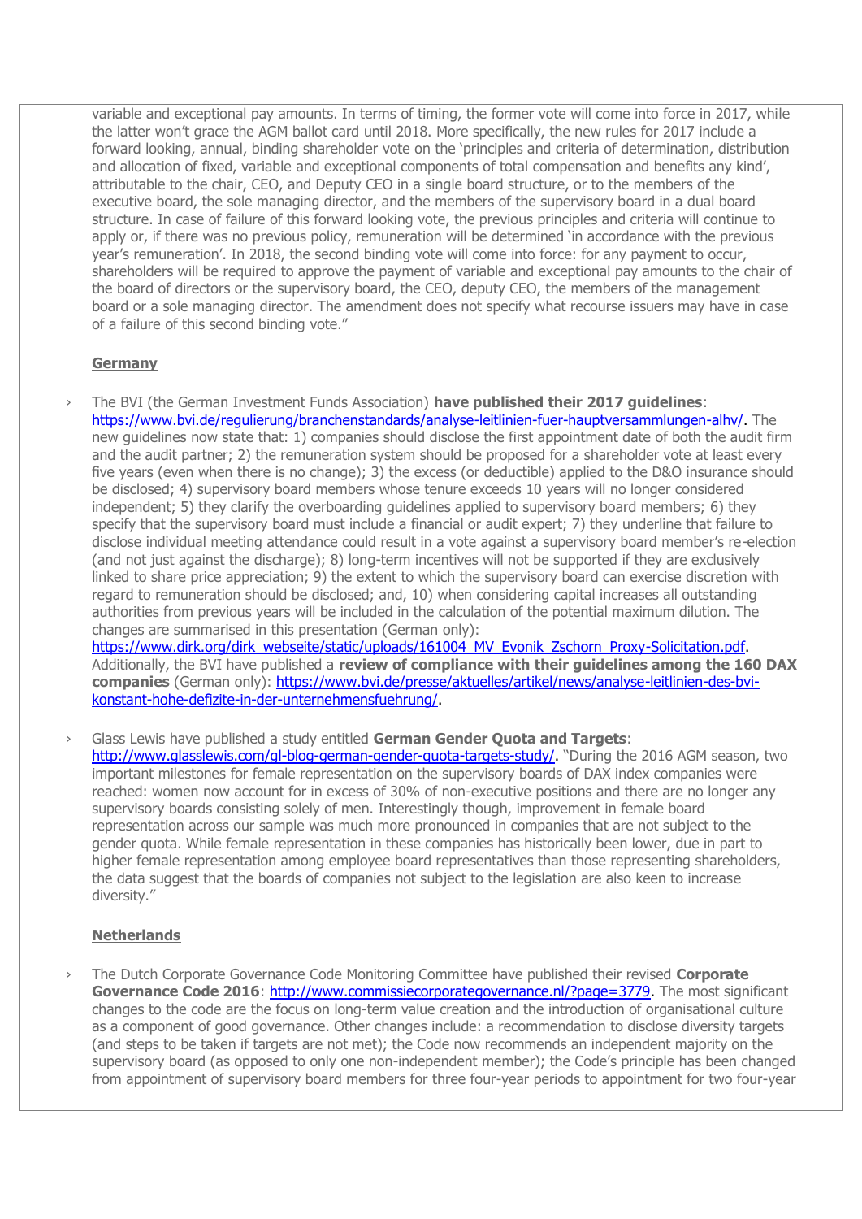variable and exceptional pay amounts. In terms of timing, the former vote will come into force in 2017, while the latter won't grace the AGM ballot card until 2018. More specifically, the new rules for 2017 include a forward looking, annual, binding shareholder vote on the 'principles and criteria of determination, distribution and allocation of fixed, variable and exceptional components of total compensation and benefits any kind', attributable to the chair, CEO, and Deputy CEO in a single board structure, or to the members of the executive board, the sole managing director, and the members of the supervisory board in a dual board structure. In case of failure of this forward looking vote, the previous principles and criteria will continue to apply or, if there was no previous policy, remuneration will be determined 'in accordance with the previous year's remuneration'. In 2018, the second binding vote will come into force: for any payment to occur, shareholders will be required to approve the payment of variable and exceptional pay amounts to the chair of the board of directors or the supervisory board, the CEO, deputy CEO, the members of the management board or a sole managing director. The amendment does not specify what recourse issuers may have in case of a failure of this second binding vote."

## Germany

› The BVI (the German Investment Funds Association) **have published their 2017 guidelines**: https://www.bvi.de/regulierung/branchenstandards/analyse-leitlinien-fuer-hauptversammlungen-alhv/. The new guidelines now state that: 1) companies should disclose the first appointment date of both the audit firm and the audit partner; 2) the remuneration system should be proposed for a shareholder vote at least every five years (even when there is no change); 3) the excess (or deductible) applied to the D&O insurance should be disclosed; 4) supervisory board members whose tenure exceeds 10 years will no longer considered independent; 5) they clarify the overboarding guidelines applied to supervisory board members; 6) they specify that the supervisory board must include a financial or audit expert; 7) they underline that failure to disclose individual meeting attendance could result in a vote against a supervisory board member's re-election (and not just against the discharge); 8) long-term incentives will not be supported if they are exclusively linked to share price appreciation; 9) the extent to which the supervisory board can exercise discretion with regard to remuneration should be disclosed; and, 10) when considering capital increases all outstanding authorities from previous years will be included in the calculation of the potential maximum dilution. The changes are summarised in this presentation (German only): https://www.dirk.org/dirk_webseite/static/uploads/161004_MV_Evonik_Zschorn_Proxy-Solicitation.pdf. Additionally, the BVI have published a **review of compliance with their guidelines among the 160 DAX companies** (German only): https://www.bvi.de/presse/aktuelles/artikel/news/analyse-leitlinien-des-bvi-konstant-hohe-defizite-in-der-unternehmensfuehrung/.

› Glass Lewis have published a study entitled **German Gender Quota and Targets**: http://www.glasslewis.com/gl-blog-german-gender-quota-targets-study/. "During the 2016 AGM season, two important milestones for female representation on the supervisory boards of DAX index companies were reached: women now account for in excess of 30% of non-executive positions and there are no longer any supervisory boards consisting solely of men. Interestingly though, improvement in female board representation across our sample was much more pronounced in companies that are not subject to the gender quota. While female representation in these companies has historically been lower, due in part to higher female representation among employee board representatives than those representing shareholders, the data suggest that the boards of companies not subject to the legislation are also keen to increase diversity."

## Netherlands

› The Dutch Corporate Governance Code Monitoring Committee have published their revised **Corporate Governance Code 2016**: http://www.commissiecorporategovernance.nl/?page=3779. The most significant changes to the code are the focus on long-term value creation and the introduction of organisational culture as a component of good governance. Other changes include: a recommendation to disclose diversity targets (and steps to be taken if targets are not met); the Code now recommends an independent majority on the supervisory board (as opposed to only one non-independent member); the Code's principle has been changed from appointment of supervisory board members for three four-year periods to appointment for two four-year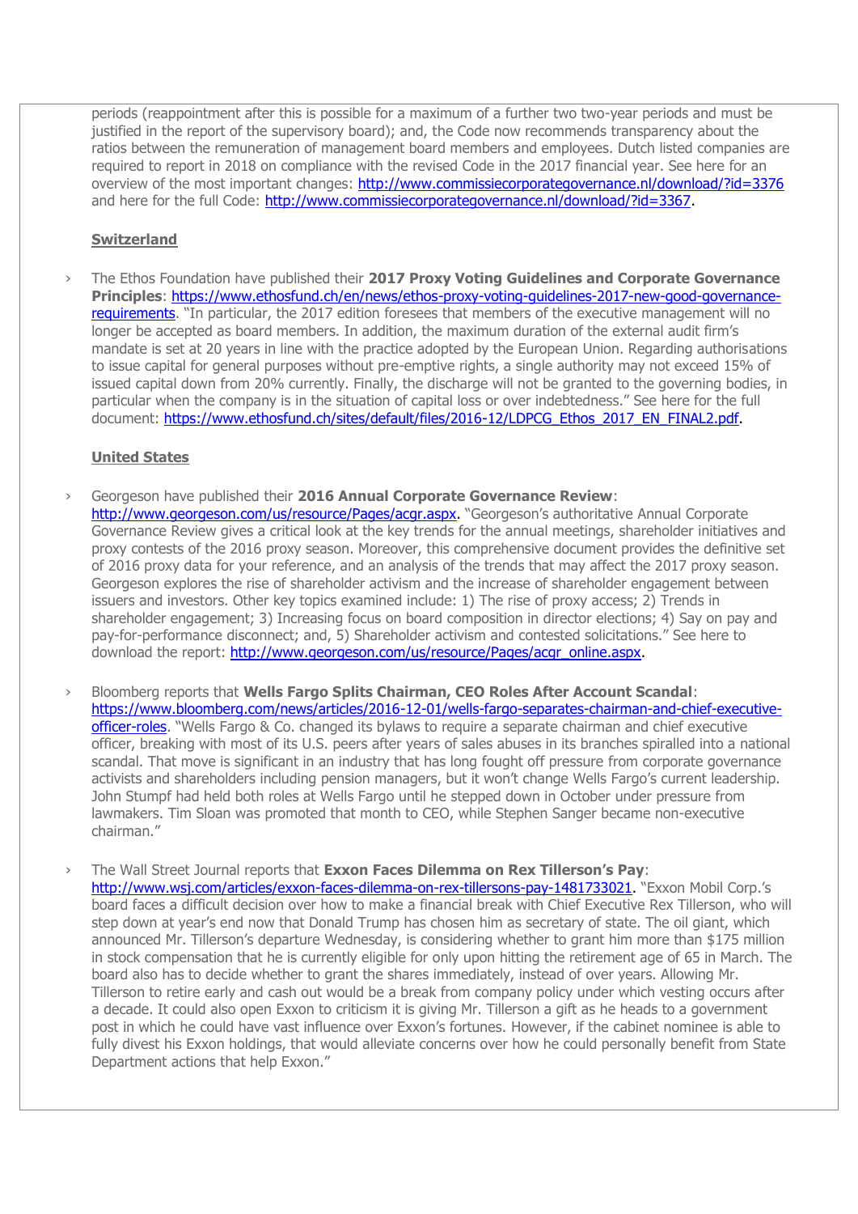periods (reappointment after this is possible for a maximum of a further two two-year periods and must be justified in the report of the supervisory board); and, the Code now recommends transparency about the ratios between the remuneration of management board members and employees. Dutch listed companies are required to report in 2018 on compliance with the revised Code in the 2017 financial year. See here for an overview of the most important changes: http://www.commissiecorporategovernance.nl/download/?id=3376 and here for the full Code: http://www.commissiecorporategovernance.nl/download/?id=3367.

**Switzerland**

- The Ethos Foundation have published their **2017 Proxy Voting Guidelines and Corporate Governance Principles**: https://www.ethosfund.ch/en/news/ethos-proxy-voting-guidelines-2017-new-good-governance-requirements. "In particular, the 2017 edition foresees that members of the executive management will no longer be accepted as board members. In addition, the maximum duration of the external audit firm's mandate is set at 20 years in line with the practice adopted by the European Union. Regarding authorisations to issue capital for general purposes without pre-emptive rights, a single authority may not exceed 15% of issued capital down from 20% currently. Finally, the discharge will not be granted to the governing bodies, in particular when the company is in the situation of capital loss or over indebtedness." See here for the full document: https://www.ethosfund.ch/sites/default/files/2016-12/LDPCG_Ethos_2017_EN_FINAL2.pdf.

**United States**

- Georgeson have published their **2016 Annual Corporate Governance Review**: http://www.georgeson.com/us/resource/Pages/acgr.aspx. "Georgeson's authoritative Annual Corporate Governance Review gives a critical look at the key trends for the annual meetings, shareholder initiatives and proxy contests of the 2016 proxy season. Moreover, this comprehensive document provides the definitive set of 2016 proxy data for your reference, and an analysis of the trends that may affect the 2017 proxy season. Georgeson explores the rise of shareholder activism and the increase of shareholder engagement between issuers and investors. Other key topics examined include: 1) The rise of proxy access; 2) Trends in shareholder engagement; 3) Increasing focus on board composition in director elections; 4) Say on pay and pay-for-performance disconnect; and, 5) Shareholder activism and contested solicitations." See here to download the report: http://www.georgeson.com/us/resource/Pages/acgr_online.aspx.

- Bloomberg reports that **Wells Fargo Splits Chairman, CEO Roles After Account Scandal**: https://www.bloomberg.com/news/articles/2016-12-01/wells-fargo-separates-chairman-and-chief-executive-officer-roles. "Wells Fargo & Co. changed its bylaws to require a separate chairman and chief executive officer, breaking with most of its U.S. peers after years of sales abuses in its branches spiralled into a national scandal. That move is significant in an industry that has long fought off pressure from corporate governance activists and shareholders including pension managers, but it won't change Wells Fargo's current leadership. John Stumpf had held both roles at Wells Fargo until he stepped down in October under pressure from lawmakers. Tim Sloan was promoted that month to CEO, while Stephen Sanger became non-executive chairman."

- The Wall Street Journal reports that **Exxon Faces Dilemma on Rex Tillerson's Pay**: http://www.wsj.com/articles/exxon-faces-dilemma-on-rex-tillersons-pay-1481733021. "Exxon Mobil Corp.'s board faces a difficult decision over how to make a financial break with Chief Executive Rex Tillerson, who will step down at year's end now that Donald Trump has chosen him as secretary of state. The oil giant, which announced Mr. Tillerson's departure Wednesday, is considering whether to grant him more than $175 million in stock compensation that he is currently eligible for only upon hitting the retirement age of 65 in March. The board also has to decide whether to grant the shares immediately, instead of over years. Allowing Mr. Tillerson to retire early and cash out would be a break from company policy under which vesting occurs after a decade. It could also open Exxon to criticism it is giving Mr. Tillerson a gift as he heads to a government post in which he could have vast influence over Exxon's fortunes. However, if the cabinet nominee is able to fully divest his Exxon holdings, that would alleviate concerns over how he could personally benefit from State Department actions that help Exxon."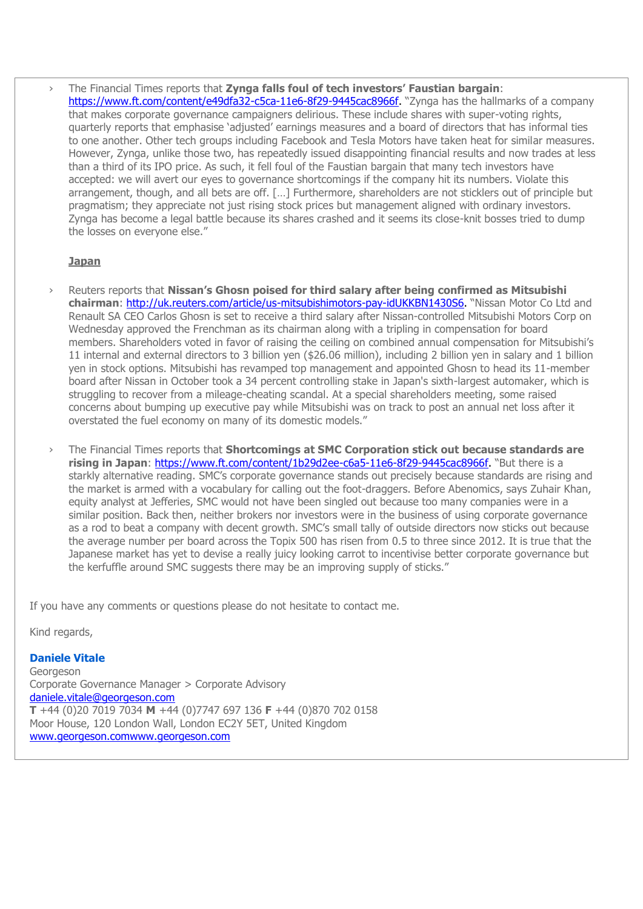- The Financial Times reports that **Zynga falls foul of tech investors' Faustian bargain**: https://www.ft.com/content/e49dfa32-c5ca-11e6-8f29-9445cac8966f. "Zynga has the hallmarks of a company that makes corporate governance campaigners delirious. These include shares with super-voting rights, quarterly reports that emphasise 'adjusted' earnings measures and a board of directors that has informal ties to one another. Other tech groups including Facebook and Tesla Motors have taken heat for similar measures. However, Zynga, unlike those two, has repeatedly issued disappointing financial results and now trades at less than a third of its IPO price. As such, it fell foul of the Faustian bargain that many tech investors have accepted: we will avert our eyes to governance shortcomings if the company hit its numbers. Violate this arrangement, though, and all bets are off. […] Furthermore, shareholders are not sticklers out of principle but pragmatism; they appreciate not just rising stock prices but management aligned with ordinary investors. Zynga has become a legal battle because its shares crashed and it seems its close-knit bosses tried to dump the losses on everyone else."

**Japan**

- Reuters reports that **Nissan's Ghosn poised for third salary after being confirmed as Mitsubishi chairman**: http://uk.reuters.com/article/us-mitsubishimotors-pay-idUKKBN1430S6. "Nissan Motor Co Ltd and Renault SA CEO Carlos Ghosn is set to receive a third salary after Nissan-controlled Mitsubishi Motors Corp on Wednesday approved the Frenchman as its chairman along with a tripling in compensation for board members. Shareholders voted in favor of raising the ceiling on combined annual compensation for Mitsubishi's 11 internal and external directors to 3 billion yen ($26.06 million), including 2 billion yen in salary and 1 billion yen in stock options. Mitsubishi has revamped top management and appointed Ghosn to head its 11-member board after Nissan in October took a 34 percent controlling stake in Japan's sixth-largest automaker, which is struggling to recover from a mileage-cheating scandal. At a special shareholders meeting, some raised concerns about bumping up executive pay while Mitsubishi was on track to post an annual net loss after it overstated the fuel economy on many of its domestic models."

- The Financial Times reports that **Shortcomings at SMC Corporation stick out because standards are rising in Japan**: https://www.ft.com/content/1b29d2ee-c6a5-11e6-8f29-9445cac8966f. "But there is a starkly alternative reading. SMC's corporate governance stands out precisely because standards are rising and the market is armed with a vocabulary for calling out the foot-draggers. Before Abenomics, says Zuhair Khan, equity analyst at Jefferies, SMC would not have been singled out because too many companies were in a similar position. Back then, neither brokers nor investors were in the business of using corporate governance as a rod to beat a company with decent growth. SMC's small tally of outside directors now sticks out because the average number per board across the Topix 500 has risen from 0.5 to three since 2012. It is true that the Japanese market has yet to devise a really juicy looking carrot to incentivise better corporate governance but the kerfuffle around SMC suggests there may be an improving supply of sticks."

If you have any comments or questions please do not hesitate to contact me.

Kind regards,

**Daniele Vitale**
Georgeson
Corporate Governance Manager > Corporate Advisory
daniele.vitale@georgeson.com
**T** +44 (0)20 7019 7034 **M** +44 (0)7747 697 136 **F** +44 (0)870 702 0158
Moor House, 120 London Wall, London EC2Y 5ET, United Kingdom
www.georgeson.comwww.georgeson.com